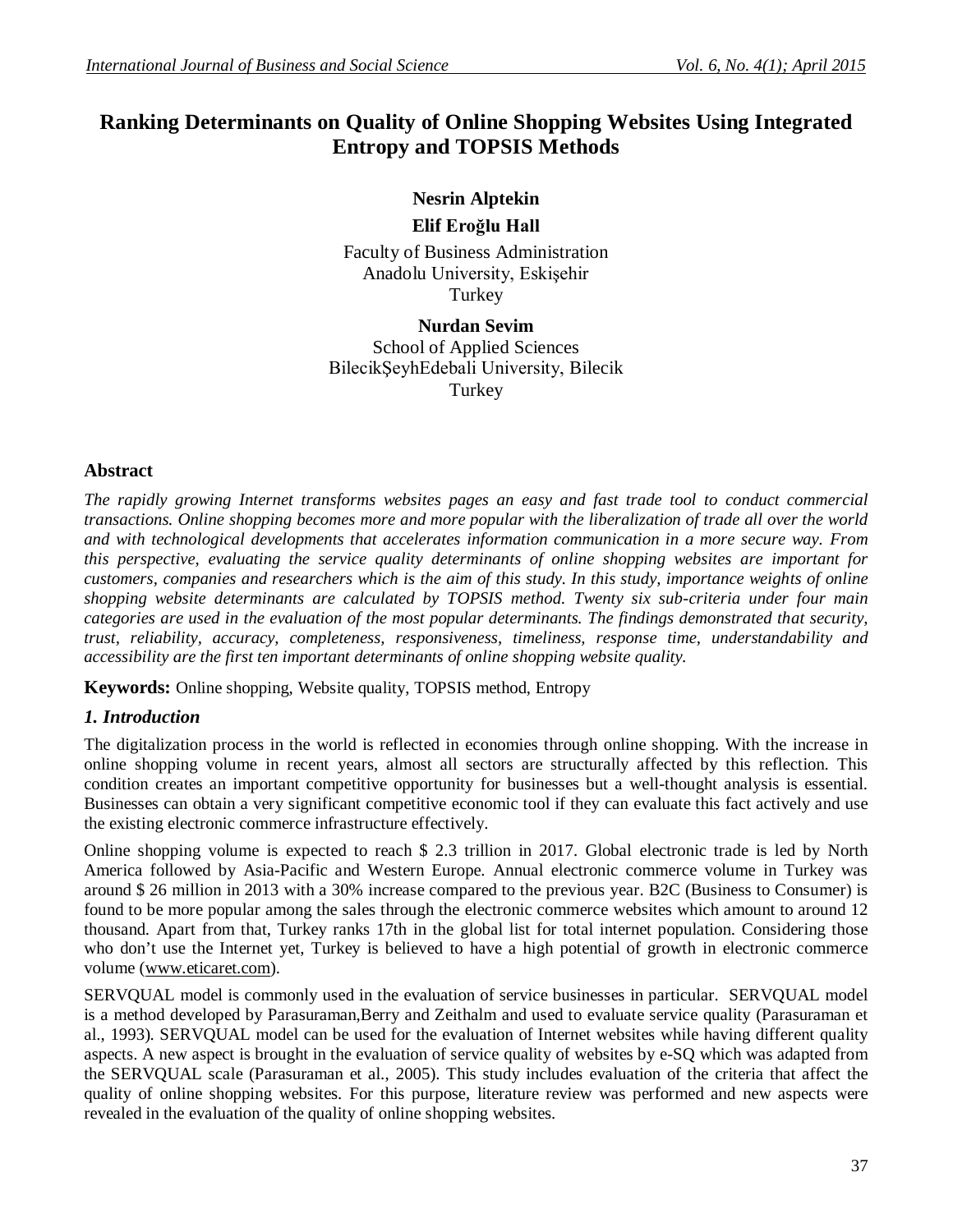# Ranking Determinants on Quality of Online Shopping Websites Using Integrated Entropy and TOPSIS Methods

**Nesrin Alptekin**

**Elif Eroğlu Hall**

Faculty of Business Administration
Anadolu University, Eskişehir
Turkey

**Nurdan Sevim**
School of Applied Sciences
BilecikŞeyhEdebali University, Bilecik
Turkey

## Abstract

*The rapidly growing Internet transforms websites pages an easy and fast trade tool to conduct commercial transactions. Online shopping becomes more and more popular with the liberalization of trade all over the world and with technological developments that accelerates information communication in a more secure way. From this perspective, evaluating the service quality determinants of online shopping websites are important for customers, companies and researchers which is the aim of this study. In this study, importance weights of online shopping website determinants are calculated by TOPSIS method. Twenty six sub-criteria under four main categories are used in the evaluation of the most popular determinants. The findings demonstrated that security, trust, reliability, accuracy, completeness, responsiveness, timeliness, response time, understandability and accessibility are the first ten important determinants of online shopping website quality.*

**Keywords:** Online shopping, Website quality, TOPSIS method, Entropy

## *1. Introduction*

The digitalization process in the world is reflected in economies through online shopping. With the increase in online shopping volume in recent years, almost all sectors are structurally affected by this reflection. This condition creates an important competitive opportunity for businesses but a well-thought analysis is essential. Businesses can obtain a very significant competitive economic tool if they can evaluate this fact actively and use the existing electronic commerce infrastructure effectively.

Online shopping volume is expected to reach $ 2.3 trillion in 2017. Global electronic trade is led by North America followed by Asia-Pacific and Western Europe. Annual electronic commerce volume in Turkey was around $ 26 million in 2013 with a 30% increase compared to the previous year. B2C (Business to Consumer) is found to be more popular among the sales through the electronic commerce websites which amount to around 12 thousand. Apart from that, Turkey ranks 17th in the global list for total internet population. Considering those who don't use the Internet yet, Turkey is believed to have a high potential of growth in electronic commerce volume (www.eticaret.com).

SERVQUAL model is commonly used in the evaluation of service businesses in particular. SERVQUAL model is a method developed by Parasuraman,Berry and Zeithalm and used to evaluate service quality (Parasuraman et al., 1993). SERVQUAL model can be used for the evaluation of Internet websites while having different quality aspects. A new aspect is brought in the evaluation of service quality of websites by e-SQ which was adapted from the SERVQUAL scale (Parasuraman et al., 2005). This study includes evaluation of the criteria that affect the quality of online shopping websites. For this purpose, literature review was performed and new aspects were revealed in the evaluation of the quality of online shopping websites.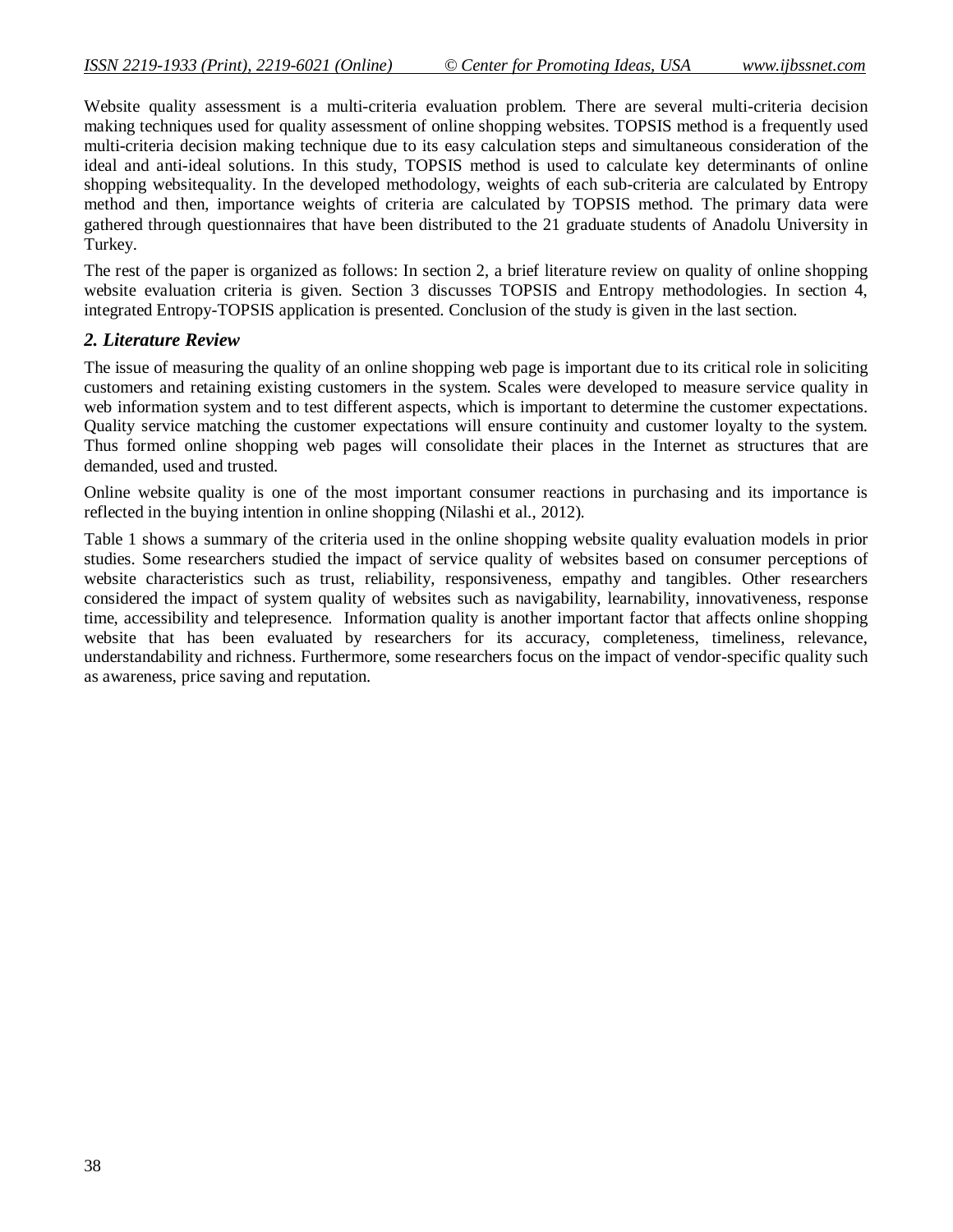Website quality assessment is a multi-criteria evaluation problem. There are several multi-criteria decision making techniques used for quality assessment of online shopping websites. TOPSIS method is a frequently used multi-criteria decision making technique due to its easy calculation steps and simultaneous consideration of the ideal and anti-ideal solutions. In this study, TOPSIS method is used to calculate key determinants of online shopping websitequality. In the developed methodology, weights of each sub-criteria are calculated by Entropy method and then, importance weights of criteria are calculated by TOPSIS method. The primary data were gathered through questionnaires that have been distributed to the 21 graduate students of Anadolu University in Turkey.

The rest of the paper is organized as follows: In section 2, a brief literature review on quality of online shopping website evaluation criteria is given. Section 3 discusses TOPSIS and Entropy methodologies. In section 4, integrated Entropy-TOPSIS application is presented. Conclusion of the study is given in the last section.

## *2. Literature Review*

The issue of measuring the quality of an online shopping web page is important due to its critical role in soliciting customers and retaining existing customers in the system. Scales were developed to measure service quality in web information system and to test different aspects, which is important to determine the customer expectations. Quality service matching the customer expectations will ensure continuity and customer loyalty to the system. Thus formed online shopping web pages will consolidate their places in the Internet as structures that are demanded, used and trusted.

Online website quality is one of the most important consumer reactions in purchasing and its importance is reflected in the buying intention in online shopping (Nilashi et al., 2012).

Table 1 shows a summary of the criteria used in the online shopping website quality evaluation models in prior studies. Some researchers studied the impact of service quality of websites based on consumer perceptions of website characteristics such as trust, reliability, responsiveness, empathy and tangibles. Other researchers considered the impact of system quality of websites such as navigability, learnability, innovativeness, response time, accessibility and telepresence. Information quality is another important factor that affects online shopping website that has been evaluated by researchers for its accuracy, completeness, timeliness, relevance, understandability and richness. Furthermore, some researchers focus on the impact of vendor-specific quality such as awareness, price saving and reputation.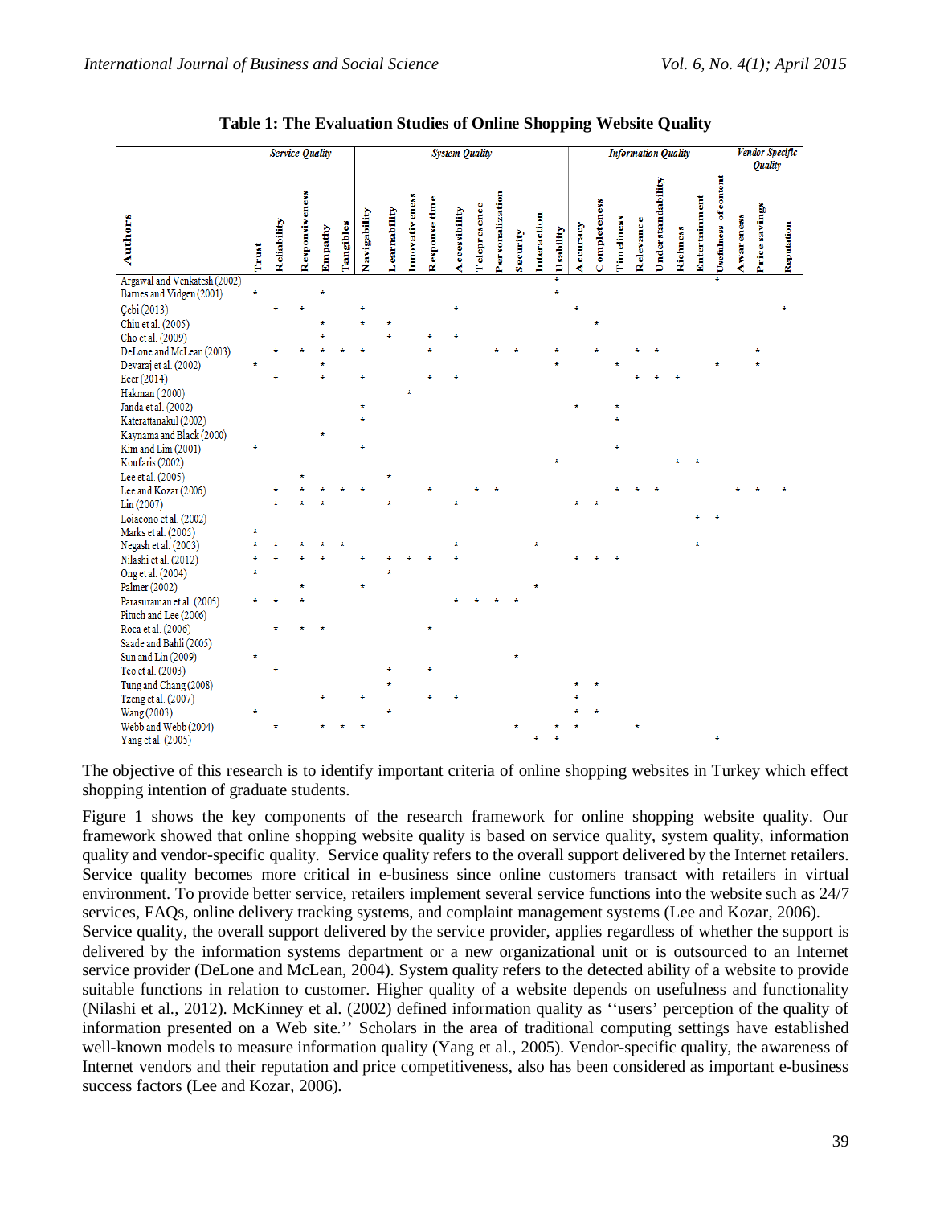**Table 1: The Evaluation Studies of Online Shopping Website Quality**

| Authors | Service Quality | | | | | System Quality | | | | | | | | | | Information Quality | | | | | | | | Vendor-Specific Quality | | |
|---|---|---|---|---|---|---|---|---|---|---|---|---|---|---|---|---|---|---|---|---|---|---|---|---|---|---|
| | Trust | Reliability | Responsiveness | Empathy | Tangibles | Navigability | Learnability | Innovativeness | Response time | Accessibility | Telepresence | Personalization | Security | Interaction | Usability | Accuracy | Completeness | Timeliness | Relevance | Understandability | Richness | Entertainment | Usefulness of content | Awareness | Price savings | Reputation |
| Argawal and Venkatesh (2002) | | | | | | | | | | | | | | | * | | | | | | | | * | | | |
| Barnes and Vidgen (2001) | * | | | * | | | | | | | | | | | * | | | | | | | | | | | |
| Çebi (2013) | | * | * | | | * | | | | * | | | | | | * | | | | | | | | | | * |
| Chiu et al. (2005) | | | | * | | * | * | | | | | | | | | | * | | | | | | | | | |
| Cho et al. (2009) | | | | * | | | * | | * | * | | | | | | | | | | | | | | | | |
| DeLone and McLean (2003) | | * | * | * | * | * | | | * | | | * | * | | * | | * | | * | * | | | | | * | |
| Devaraj et al. (2002) | * | | | * | | | | | | | | | | | * | | | * | | | | | * | | * | |
| Ecer (2014) | | * | | * | | * | | | * | * | | | | | | | | | * | * | * | | | | | |
| Hakman (2000) | | | | | | | | * | | | | | | | | | | | | | | | | | | |
| Janda et al. (2002) | | | | | | * | | | | | | | | | | * | | * | | | | | | | | |
| Katerattanakul (2002) | | | | | | * | | | | | | | | | | | | * | | | | | | | | |
| Kaynama and Black (2000) | | | | * | | | | | | | | | | | | | | | | | | | | | | |
| Kim and Lim (2001) | * | | | | | * | | | | | | | | | | | | * | | | | | | | | |
| Koufaris (2002) | | | | | | | | | | | | | | | * | | | | | | * | * | | | | |
| Lee et al. (2005) | | | * | | | | * | | | | | | | | | | | | | | | | | | | |
| Lee and Kozar (2006) | | * | * | * | * | * | | | * | | * | * | | | | | | * | * | * | | | | * | * | * |
| Lin (2007) | | * | * | * | | | * | | | * | | | | | | * | * | | | | | | | | | |
| Loiacono et al. (2002) | | | | | | | | | | | | | | | | | | | | | | * | * | | | |
| Marks et al. (2005) | * | | | | | | | | | | | | | | | | | | | | | | | | | |
| Negash et al. (2003) | * | * | * | * | * | | | | | * | | | | * | | | | | | | | * | | | | |
| Nilashi et al. (2012) | * | * | * | * | | * | * | * | * | * | | | | | | * | * | * | | | | | | | | |
| Ong et al. (2004) | * | | | | | | * | | | | | | | | | | | | | | | | | | | |
| Palmer (2002) | | | * | | | * | | | | | | | | * | | | | | | | | | | | | |
| Parasuraman et al. (2005) | * | * | * | | | | | | | * | * | * | * | | | | | | | | | | | | | |
| Pituch and Lee (2006) | | | | | | | | | | | | | | | | | | | | | | | | | | |
| Roca et al. (2006) | | * | * | * | | | | | * | | | | | | | | | | | | | | | | | |
| Saade and Bahli (2005) | | | | | | | | | | | | | | | | | | | | | | | | | | |
| Sun and Lin (2009) | * | | | | | | | | | | | | * | | | | | | | | | | | | | |
| Teo et al. (2003) | | * | | | | | * | | * | | | | | | | | | | | | | | | | | |
| Tung and Chang (2008) | | | | | | | * | | | | | | | | | * | * | | | | | | | | | |
| Tzeng et al. (2007) | | | | * | | * | | | * | * | | | | | | * | | | | | | | | | | |
| Wang (2003) | * | | | | | | * | | | | | | | | | * | * | | | | | | | | | |
| Webb and Webb (2004) | | * | | * | * | * | | | | | | | * | | * | * | | | * | | | | | | | |
| Yang et al. (2005) | | | | | | | | | | | | | | * | * | | | | | | | | * | | | |

The objective of this research is to identify important criteria of online shopping websites in Turkey which effect shopping intention of graduate students.

Figure 1 shows the key components of the research framework for online shopping website quality. Our framework showed that online shopping website quality is based on service quality, system quality, information quality and vendor-specific quality. Service quality refers to the overall support delivered by the Internet retailers. Service quality becomes more critical in e-business since online customers transact with retailers in virtual environment. To provide better service, retailers implement several service functions into the website such as 24/7 services, FAQs, online delivery tracking systems, and complaint management systems (Lee and Kozar, 2006).

Service quality, the overall support delivered by the service provider, applies regardless of whether the support is delivered by the information systems department or a new organizational unit or is outsourced to an Internet service provider (DeLone and McLean, 2004). System quality refers to the detected ability of a website to provide suitable functions in relation to customer. Higher quality of a website depends on usefulness and functionality (Nilashi et al., 2012). McKinney et al. (2002) defined information quality as ‘‘users' perception of the quality of information presented on a Web site.'' Scholars in the area of traditional computing settings have established well-known models to measure information quality (Yang et al., 2005). Vendor-specific quality, the awareness of Internet vendors and their reputation and price competitiveness, also has been considered as important e-business success factors (Lee and Kozar, 2006).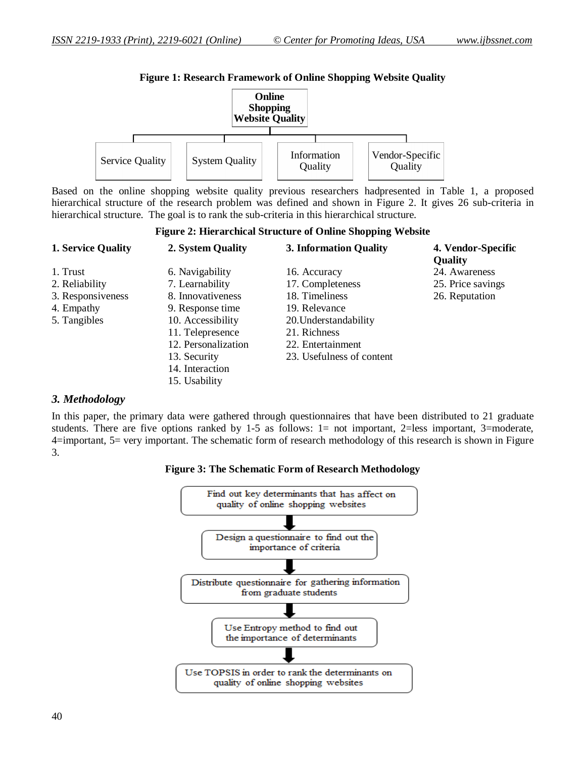**Figure 1: Research Framework of Online Shopping Website Quality**

**Online Shopping Website Quality**

- Service Quality
- System Quality
- Information Quality
- Vendor-Specific Quality

Based on the online shopping website quality previous researchers hadpresented in Table 1, a proposed hierarchical structure of the research problem was defined and shown in Figure 2. It gives 26 sub-criteria in hierarchical structure. The goal is to rank the sub-criteria in this hierarchical structure.

**Figure 2: Hierarchical Structure of Online Shopping Website**

| 1. Service Quality | 2. System Quality | 3. Information Quality | 4. Vendor-Specific Quality |
|---|---|---|---|
| 1. Trust | 6. Navigability | 16. Accuracy | 24. Awareness |
| 2. Reliability | 7. Learnability | 17. Completeness | 25. Price savings |
| 3. Responsiveness | 8. Innovativeness | 18. Timeliness | 26. Reputation |
| 4. Empathy | 9. Response time | 19. Relevance | |
| 5. Tangibles | 10. Accessibility | 20.Understandability | |
| | 11. Telepresence | 21. Richness | |
| | 12. Personalization | 22. Entertainment | |
| | 13. Security | 23. Usefulness of content | |
| | 14. Interaction | | |
| | 15. Usability | | |

### *3. Methodology*

In this paper, the primary data were gathered through questionnaires that have been distributed to 21 graduate students. There are five options ranked by 1-5 as follows: 1= not important, 2=less important, 3=moderate, 4=important, 5= very important. The schematic form of research methodology of this research is shown in Figure 3.

**Figure 3: The Schematic Form of Research Methodology**

Find out key determinants that has affect on quality of online shopping websites

↓

Design a questionnaire to find out the importance of criteria

↓

Distribute questionnaire for gathering information from graduate students

↓

Use Entropy method to find out the importance of determinants

↓

Use TOPSIS in order to rank the determinants on quality of online shopping websites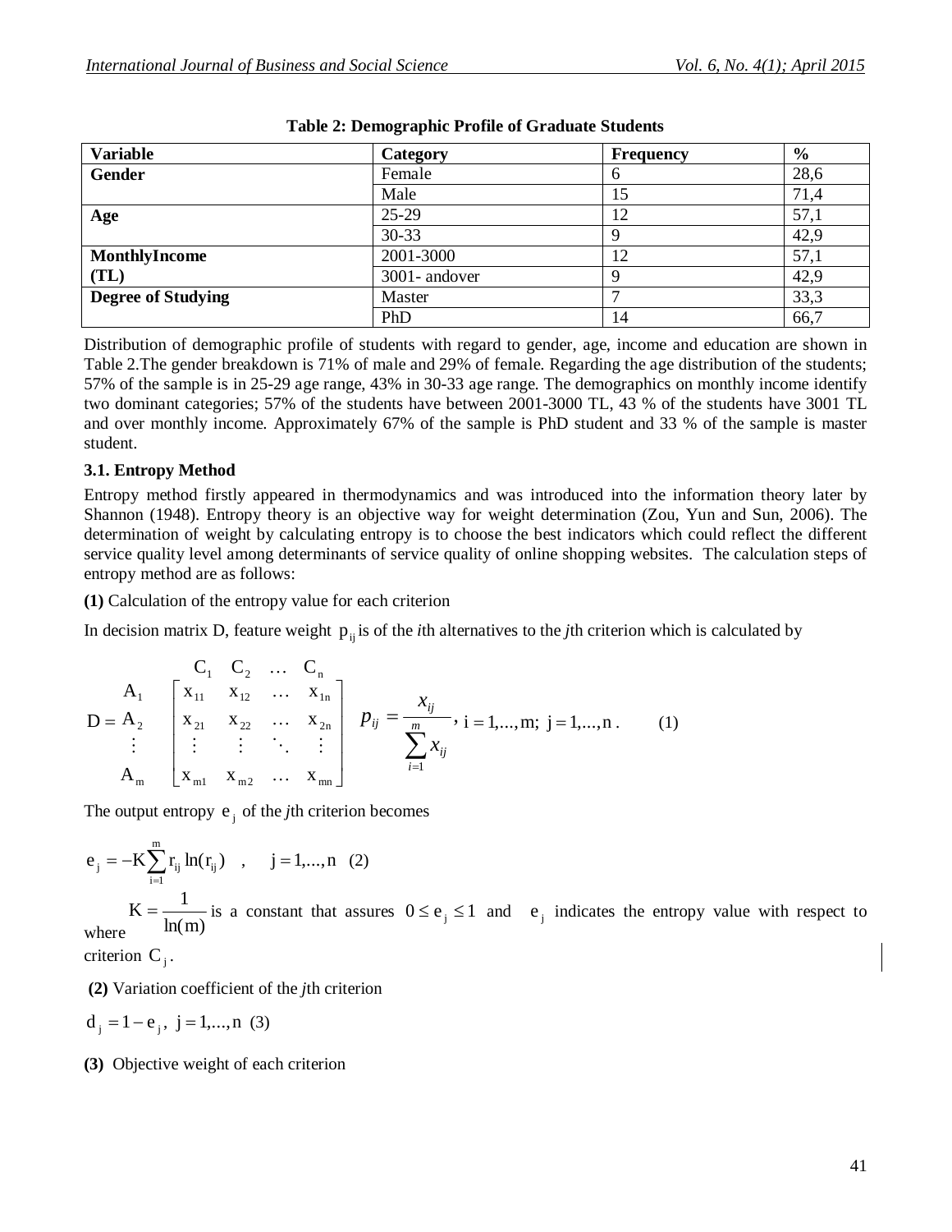**Table 2: Demographic Profile of Graduate Students**

| Variable | Category | Frequency | % |
|---|---|---|---|
| **Gender** | Female | 6 | 28,6 |
| | Male | 15 | 71,4 |
| **Age** | 25-29 | 12 | 57,1 |
| | 30-33 | 9 | 42,9 |
| **MonthlyIncome (TL)** | 2001-3000 | 12 | 57,1 |
| | 3001- andover | 9 | 42,9 |
| **Degree of Studying** | Master | 7 | 33,3 |
| | PhD | 14 | 66,7 |

Distribution of demographic profile of students with regard to gender, age, income and education are shown in Table 2.The gender breakdown is 71% of male and 29% of female. Regarding the age distribution of the students; 57% of the sample is in 25-29 age range, 43% in 30-33 age range. The demographics on monthly income identify two dominant categories; 57% of the students have between 2001-3000 TL, 43 % of the students have 3001 TL and over monthly income. Approximately 67% of the sample is PhD student and 33 % of the sample is master student.

### 3.1. Entropy Method

Entropy method firstly appeared in thermodynamics and was introduced into the information theory later by Shannon (1948). Entropy theory is an objective way for weight determination (Zou, Yun and Sun, 2006). The determination of weight by calculating entropy is to choose the best indicators which could reflect the different service quality level among determinants of service quality of online shopping websites. The calculation steps of entropy method are as follows:

**(1)** Calculation of the entropy value for each criterion

In decision matrix D, feature weight $p_{ij}$ is of the *i*th alternatives to the *j*th criterion which is calculated by

$$D = \begin{array}{c} \\ A_1 \\ A_2 \\ \vdots \\ A_m \end{array} \begin{array}{c} \begin{array}{cccc} C_1 & C_2 & \dots & C_n \end{array} \\ \begin{bmatrix} x_{11} & x_{12} & \dots & x_{1n} \\ x_{21} & x_{22} & \dots & x_{2n} \\ \vdots & \vdots & \ddots & \vdots \\ x_{m1} & x_{m2} & \dots & x_{mn} \end{bmatrix} \end{array} \quad p_{ij} = \frac{x_{ij}}{\sum_{i=1}^{m} x_{ij}}, \; i = 1,...,m; \; j = 1,...,n \,. \qquad (1)$$

The output entropy $e_j$ of the *j*th criterion becomes

$$e_j = -K \sum_{i=1}^{m} r_{ij} \ln(r_{ij}) \quad , \qquad j = 1,...,n \quad (2)$$

where $K = \dfrac{1}{\ln(m)}$ is a constant that assures $0 \le e_j \le 1$ and $e_j$ indicates the entropy value with respect to criterion $C_j$.

**(2)** Variation coefficient of the *j*th criterion

$$d_j = 1 - e_j, \; j = 1,...,n \quad (3)$$

**(3)** Objective weight of each criterion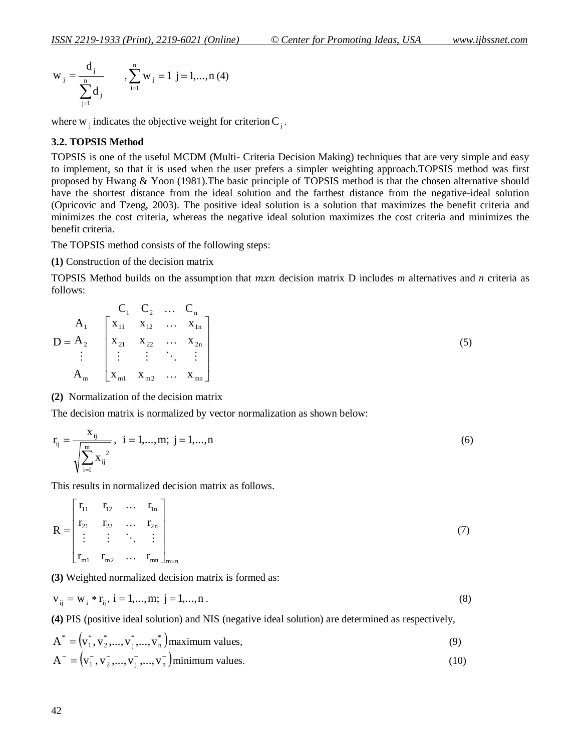$$w_j = \frac{d_j}{\sum_{j=1}^{n} d_j} \qquad , \sum_{i=1}^{n} w_j = 1 \;\; j = 1,...,n \; (4)$$

where $w_j$ indicates the objective weight for criterion $C_j$.

### 3.2. TOPSIS Method

TOPSIS is one of the useful MCDM (Multi- Criteria Decision Making) techniques that are very simple and easy to implement, so that it is used when the user prefers a simpler weighting approach.TOPSIS method was first proposed by Hwang & Yoon (1981).The basic principle of TOPSIS method is that the chosen alternative should have the shortest distance from the ideal solution and the farthest distance from the negative-ideal solution (Opricovic and Tzeng, 2003). The positive ideal solution is a solution that maximizes the benefit criteria and minimizes the cost criteria, whereas the negative ideal solution maximizes the cost criteria and minimizes the benefit criteria.

The TOPSIS method consists of the following steps:

**(1)** Construction of the decision matrix

TOPSIS Method builds on the assumption that $mxn$ decision matrix D includes *m* alternatives and *n* criteria as follows:

$$D = \begin{matrix} \\ A_1 \\ A_2 \\ \vdots \\ A_m \end{matrix} \begin{matrix} \begin{matrix} C_1 & C_2 & \dots & C_n \end{matrix} \\ \begin{bmatrix} x_{11} & x_{12} & \dots & x_{1n} \\ x_{21} & x_{22} & \dots & x_{2n} \\ \vdots & \vdots & \ddots & \vdots \\ x_{m1} & x_{m2} & \dots & x_{mn} \end{bmatrix} \end{matrix} \tag{5}$$

**(2)** Normalization of the decision matrix

The decision matrix is normalized by vector normalization as shown below:

$$r_{ij} = \frac{x_{ij}}{\sqrt{\sum_{i=1}^{m} x_{ij}^{2}}}, \;\; i = 1,...,m; \; j = 1,...,n \tag{6}$$

This results in normalized decision matrix as follows.

$$R = \begin{bmatrix} r_{11} & r_{12} & \dots & r_{1n} \\ r_{21} & r_{22} & \dots & r_{2n} \\ \vdots & \vdots & \ddots & \vdots \\ r_{m1} & r_{m2} & \dots & r_{mn} \end{bmatrix}_{m \times n} \tag{7}$$

**(3)** Weighted normalized decision matrix is formed as:

$$v_{ij} = w_i * r_{ij}, \; i = 1,...,m; \; j = 1,...,n \, . \tag{8}$$

**(4)** PIS (positive ideal solution) and NIS (negative ideal solution) are determined as respectively,

$$A^* = \left(v_1^*, v_2^*,..., v_j^*,..., v_n^*\right) \text{maximum values,} \tag{9}$$

$$A^- = \left(v_1^-, v_2^-,..., v_j^-,..., v_n^-\right) \text{minimum values.} \tag{10}$$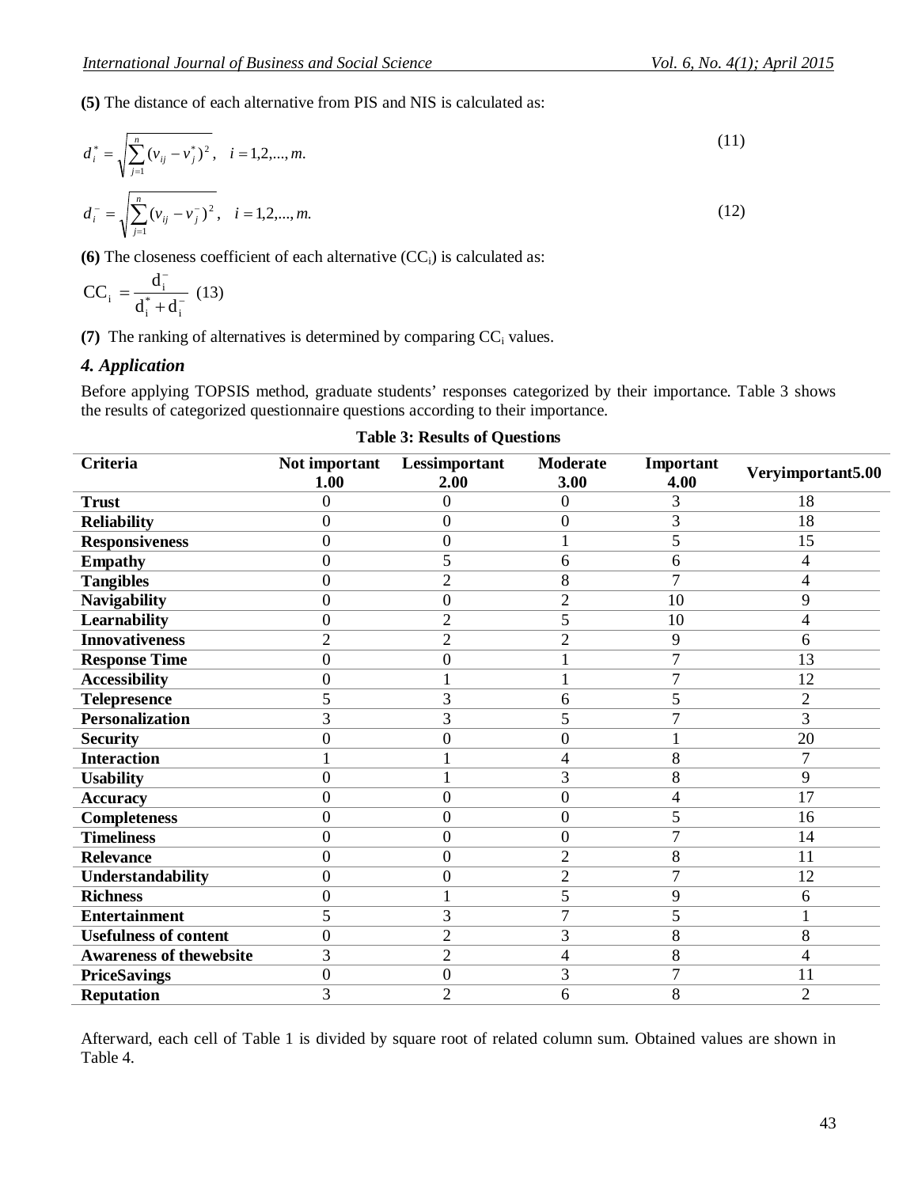**(5)** The distance of each alternative from PIS and NIS is calculated as:

$$d_i^* = \sqrt{\sum_{j=1}^{n} (v_{ij} - v_j^*)^2}, \quad i = 1,2,...,m. \tag{11}$$

$$d_i^- = \sqrt{\sum_{j=1}^{n} (v_{ij} - v_j^-)^2}, \quad i = 1,2,...,m. \tag{12}$$

**(6)** The closeness coefficient of each alternative ($CC_i$) is calculated as:

$$CC_i = \frac{d_i^-}{d_i^* + d_i^-} \tag{13}$$

**(7)** The ranking of alternatives is determined by comparing $CC_i$ values.

## *4. Application*

Before applying TOPSIS method, graduate students' responses categorized by their importance. Table 3 shows the results of categorized questionnaire questions according to their importance.

**Table 3: Results of Questions**

| Criteria | Not important 1.00 | Lessimportant 2.00 | Moderate 3.00 | Important 4.00 | Veryimportant5.00 |
|---|---|---|---|---|---|
| **Trust** | 0 | 0 | 0 | 3 | 18 |
| **Reliability** | 0 | 0 | 0 | 3 | 18 |
| **Responsiveness** | 0 | 0 | 1 | 5 | 15 |
| **Empathy** | 0 | 5 | 6 | 6 | 4 |
| **Tangibles** | 0 | 2 | 8 | 7 | 4 |
| **Navigability** | 0 | 0 | 2 | 10 | 9 |
| **Learnability** | 0 | 2 | 5 | 10 | 4 |
| **Innovativeness** | 2 | 2 | 2 | 9 | 6 |
| **Response Time** | 0 | 0 | 1 | 7 | 13 |
| **Accessibility** | 0 | 1 | 1 | 7 | 12 |
| **Telepresence** | 5 | 3 | 6 | 5 | 2 |
| **Personalization** | 3 | 3 | 5 | 7 | 3 |
| **Security** | 0 | 0 | 0 | 1 | 20 |
| **Interaction** | 1 | 1 | 4 | 8 | 7 |
| **Usability** | 0 | 1 | 3 | 8 | 9 |
| **Accuracy** | 0 | 0 | 0 | 4 | 17 |
| **Completeness** | 0 | 0 | 0 | 5 | 16 |
| **Timeliness** | 0 | 0 | 0 | 7 | 14 |
| **Relevance** | 0 | 0 | 2 | 8 | 11 |
| **Understandability** | 0 | 0 | 2 | 7 | 12 |
| **Richness** | 0 | 1 | 5 | 9 | 6 |
| **Entertainment** | 5 | 3 | 7 | 5 | 1 |
| **Usefulness of content** | 0 | 2 | 3 | 8 | 8 |
| **Awareness of thewebsite** | 3 | 2 | 4 | 8 | 4 |
| **PriceSavings** | 0 | 0 | 3 | 7 | 11 |
| **Reputation** | 3 | 2 | 6 | 8 | 2 |

Afterward, each cell of Table 1 is divided by square root of related column sum. Obtained values are shown in Table 4.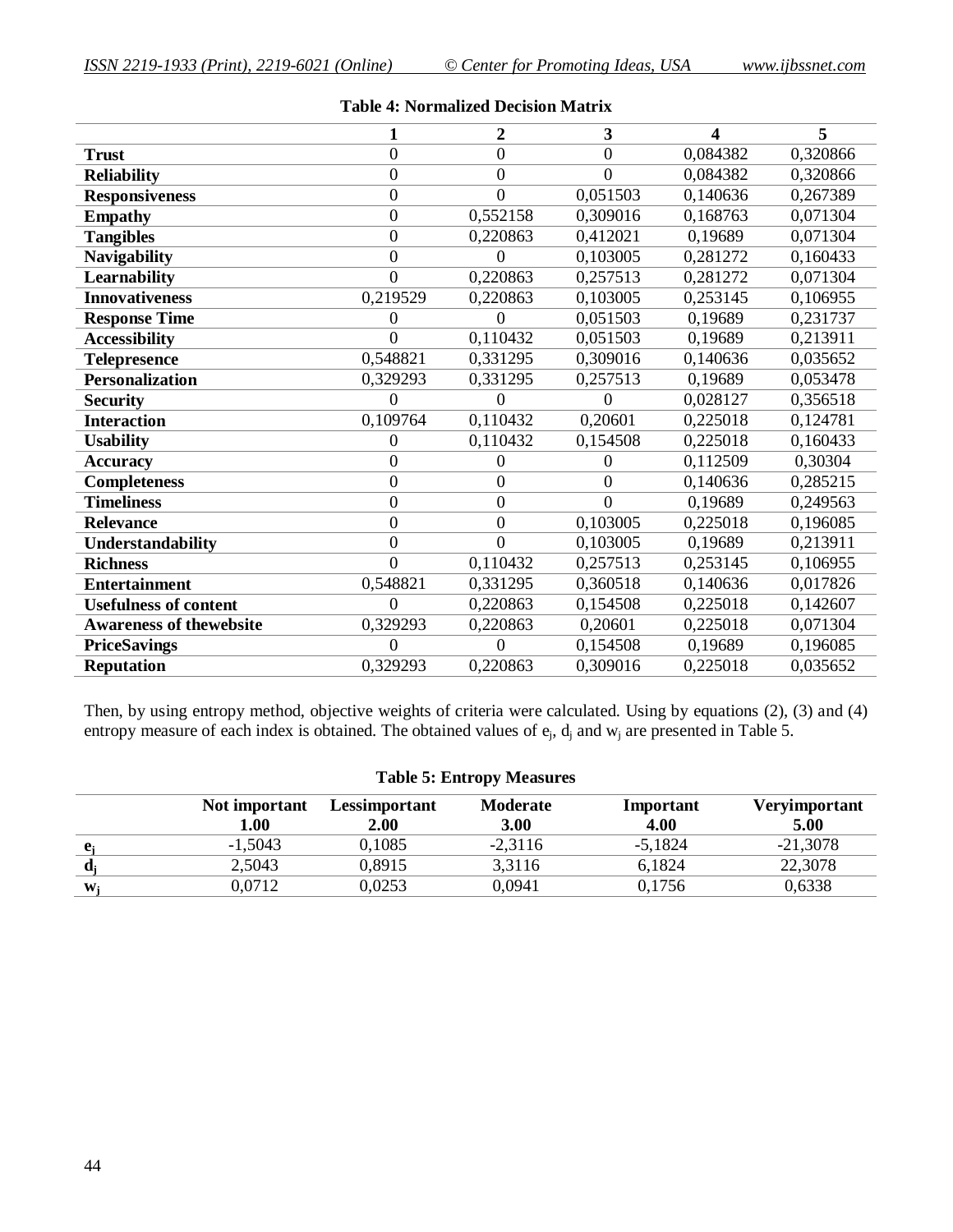**Table 4: Normalized Decision Matrix**

| | 1 | 2 | 3 | 4 | 5 |
|---|---|---|---|---|---|
| **Trust** | 0 | 0 | 0 | 0,084382 | 0,320866 |
| **Reliability** | 0 | 0 | 0 | 0,084382 | 0,320866 |
| **Responsiveness** | 0 | 0 | 0,051503 | 0,140636 | 0,267389 |
| **Empathy** | 0 | 0,552158 | 0,309016 | 0,168763 | 0,071304 |
| **Tangibles** | 0 | 0,220863 | 0,412021 | 0,19689 | 0,071304 |
| **Navigability** | 0 | 0 | 0,103005 | 0,281272 | 0,160433 |
| **Learnability** | 0 | 0,220863 | 0,257513 | 0,281272 | 0,071304 |
| **Innovativeness** | 0,219529 | 0,220863 | 0,103005 | 0,253145 | 0,106955 |
| **Response Time** | 0 | 0 | 0,051503 | 0,19689 | 0,231737 |
| **Accessibility** | 0 | 0,110432 | 0,051503 | 0,19689 | 0,213911 |
| **Telepresence** | 0,548821 | 0,331295 | 0,309016 | 0,140636 | 0,035652 |
| **Personalization** | 0,329293 | 0,331295 | 0,257513 | 0,19689 | 0,053478 |
| **Security** | 0 | 0 | 0 | 0,028127 | 0,356518 |
| **Interaction** | 0,109764 | 0,110432 | 0,20601 | 0,225018 | 0,124781 |
| **Usability** | 0 | 0,110432 | 0,154508 | 0,225018 | 0,160433 |
| **Accuracy** | 0 | 0 | 0 | 0,112509 | 0,30304 |
| **Completeness** | 0 | 0 | 0 | 0,140636 | 0,285215 |
| **Timeliness** | 0 | 0 | 0 | 0,19689 | 0,249563 |
| **Relevance** | 0 | 0 | 0,103005 | 0,225018 | 0,196085 |
| **Understandability** | 0 | 0 | 0,103005 | 0,19689 | 0,213911 |
| **Richness** | 0 | 0,110432 | 0,257513 | 0,253145 | 0,106955 |
| **Entertainment** | 0,548821 | 0,331295 | 0,360518 | 0,140636 | 0,017826 |
| **Usefulness of content** | 0 | 0,220863 | 0,154508 | 0,225018 | 0,142607 |
| **Awareness of thewebsite** | 0,329293 | 0,220863 | 0,20601 | 0,225018 | 0,071304 |
| **PriceSavings** | 0 | 0 | 0,154508 | 0,19689 | 0,196085 |
| **Reputation** | 0,329293 | 0,220863 | 0,309016 | 0,225018 | 0,035652 |

Then, by using entropy method, objective weights of criteria were calculated. Using by equations (2), (3) and (4) entropy measure of each index is obtained. The obtained values of $e_j$, $d_j$ and $w_j$ are presented in Table 5.

**Table 5: Entropy Measures**

| | Not important 1.00 | Lessimportant 2.00 | Moderate 3.00 | Important 4.00 | Veryimportant 5.00 |
|---|---|---|---|---|---|
| $e_j$ | -1,5043 | 0,1085 | -2,3116 | -5,1824 | -21,3078 |
| $d_j$ | 2,5043 | 0,8915 | 3,3116 | 6,1824 | 22,3078 |
| $w_j$ | 0,0712 | 0,0253 | 0,0941 | 0,1756 | 0,6338 |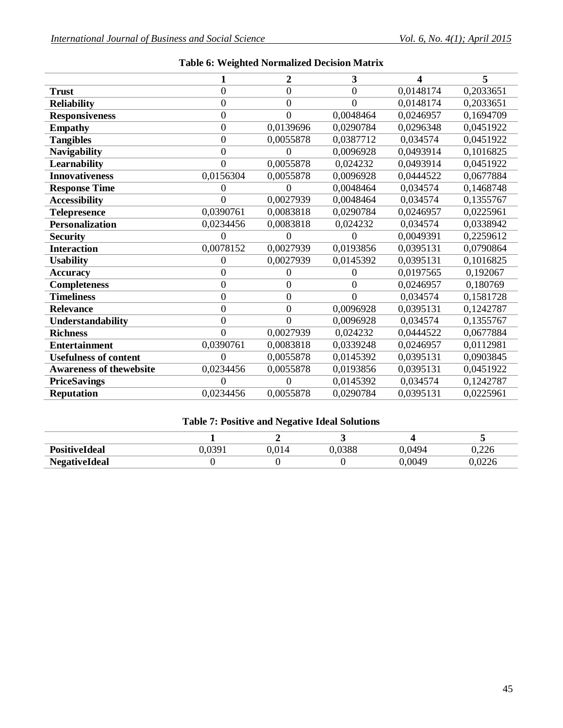**Table 6: Weighted Normalized Decision Matrix**

| | 1 | 2 | 3 | 4 | 5 |
|---|---|---|---|---|---|
| **Trust** | 0 | 0 | 0 | 0,0148174 | 0,2033651 |
| **Reliability** | 0 | 0 | 0 | 0,0148174 | 0,2033651 |
| **Responsiveness** | 0 | 0 | 0,0048464 | 0,0246957 | 0,1694709 |
| **Empathy** | 0 | 0,0139696 | 0,0290784 | 0,0296348 | 0,0451922 |
| **Tangibles** | 0 | 0,0055878 | 0,0387712 | 0,034574 | 0,0451922 |
| **Navigability** | 0 | 0 | 0,0096928 | 0,0493914 | 0,1016825 |
| **Learnability** | 0 | 0,0055878 | 0,024232 | 0,0493914 | 0,0451922 |
| **Innovativeness** | 0,0156304 | 0,0055878 | 0,0096928 | 0,0444522 | 0,0677884 |
| **Response Time** | 0 | 0 | 0,0048464 | 0,034574 | 0,1468748 |
| **Accessibility** | 0 | 0,0027939 | 0,0048464 | 0,034574 | 0,1355767 |
| **Telepresence** | 0,0390761 | 0,0083818 | 0,0290784 | 0,0246957 | 0,0225961 |
| **Personalization** | 0,0234456 | 0,0083818 | 0,024232 | 0,034574 | 0,0338942 |
| **Security** | 0 | 0 | 0 | 0,0049391 | 0,2259612 |
| **Interaction** | 0,0078152 | 0,0027939 | 0,0193856 | 0,0395131 | 0,0790864 |
| **Usability** | 0 | 0,0027939 | 0,0145392 | 0,0395131 | 0,1016825 |
| **Accuracy** | 0 | 0 | 0 | 0,0197565 | 0,192067 |
| **Completeness** | 0 | 0 | 0 | 0,0246957 | 0,180769 |
| **Timeliness** | 0 | 0 | 0 | 0,034574 | 0,1581728 |
| **Relevance** | 0 | 0 | 0,0096928 | 0,0395131 | 0,1242787 |
| **Understandability** | 0 | 0 | 0,0096928 | 0,034574 | 0,1355767 |
| **Richness** | 0 | 0,0027939 | 0,024232 | 0,0444522 | 0,0677884 |
| **Entertainment** | 0,0390761 | 0,0083818 | 0,0339248 | 0,0246957 | 0,0112981 |
| **Usefulness of content** | 0 | 0,0055878 | 0,0145392 | 0,0395131 | 0,0903845 |
| **Awareness of thewebsite** | 0,0234456 | 0,0055878 | 0,0193856 | 0,0395131 | 0,0451922 |
| **PriceSavings** | 0 | 0 | 0,0145392 | 0,034574 | 0,1242787 |
| **Reputation** | 0,0234456 | 0,0055878 | 0,0290784 | 0,0395131 | 0,0225961 |

**Table 7: Positive and Negative Ideal Solutions**

| | 1 | 2 | 3 | 4 | 5 |
|---|---|---|---|---|---|
| **PositiveIdeal** | 0,0391 | 0,014 | 0,0388 | 0,0494 | 0,226 |
| **NegativeIdeal** | 0 | 0 | 0 | 0,0049 | 0,0226 |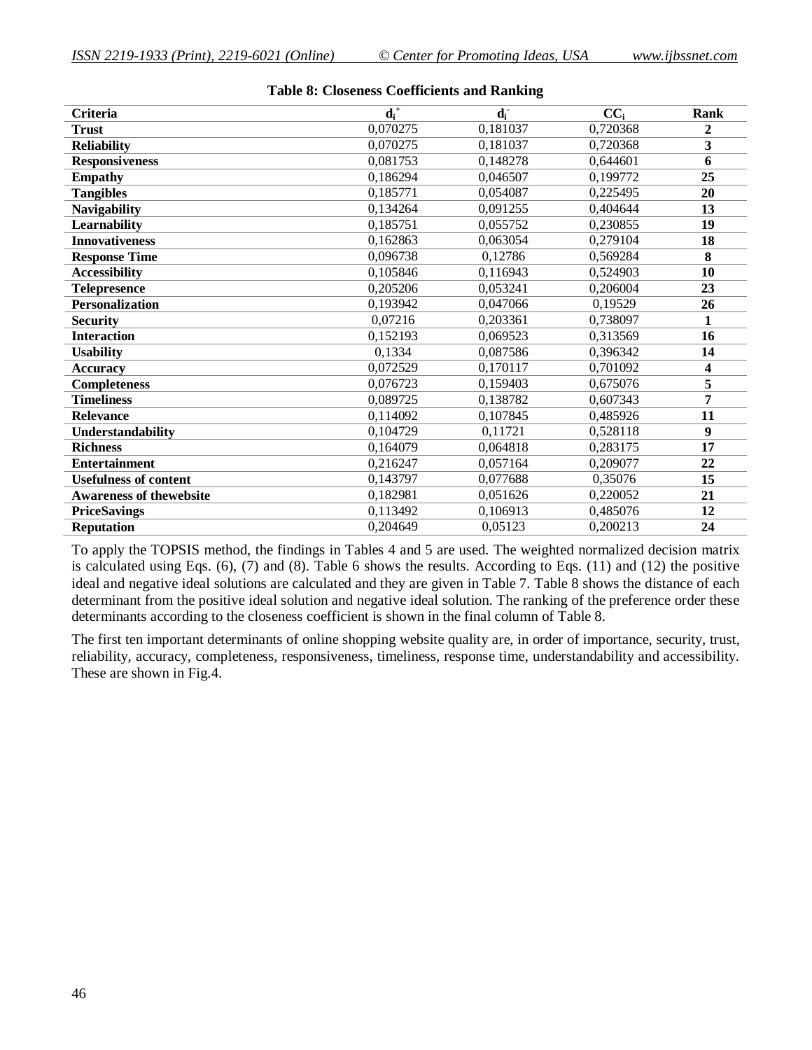**Table 8: Closeness Coefficients and Ranking**

| Criteria | $d_i^+$ | $d_i^-$ | $CC_i$ | Rank |
|---|---|---|---|---|
| **Trust** | 0,070275 | 0,181037 | 0,720368 | **2** |
| **Reliability** | 0,070275 | 0,181037 | 0,720368 | **3** |
| **Responsiveness** | 0,081753 | 0,148278 | 0,644601 | **6** |
| **Empathy** | 0,186294 | 0,046507 | 0,199772 | **25** |
| **Tangibles** | 0,185771 | 0,054087 | 0,225495 | **20** |
| **Navigability** | 0,134264 | 0,091255 | 0,404644 | **13** |
| **Learnability** | 0,185751 | 0,055752 | 0,230855 | **19** |
| **Innovativeness** | 0,162863 | 0,063054 | 0,279104 | **18** |
| **Response Time** | 0,096738 | 0,12786 | 0,569284 | **8** |
| **Accessibility** | 0,105846 | 0,116943 | 0,524903 | **10** |
| **Telepresence** | 0,205206 | 0,053241 | 0,206004 | **23** |
| **Personalization** | 0,193942 | 0,047066 | 0,19529 | **26** |
| **Security** | 0,07216 | 0,203361 | 0,738097 | **1** |
| **Interaction** | 0,152193 | 0,069523 | 0,313569 | **16** |
| **Usability** | 0,1334 | 0,087586 | 0,396342 | **14** |
| **Accuracy** | 0,072529 | 0,170117 | 0,701092 | **4** |
| **Completeness** | 0,076723 | 0,159403 | 0,675076 | **5** |
| **Timeliness** | 0,089725 | 0,138782 | 0,607343 | **7** |
| **Relevance** | 0,114092 | 0,107845 | 0,485926 | **11** |
| **Understandability** | 0,104729 | 0,11721 | 0,528118 | **9** |
| **Richness** | 0,164079 | 0,064818 | 0,283175 | **17** |
| **Entertainment** | 0,216247 | 0,057164 | 0,209077 | **22** |
| **Usefulness of content** | 0,143797 | 0,077688 | 0,35076 | **15** |
| **Awareness of thewebsite** | 0,182981 | 0,051626 | 0,220052 | **21** |
| **PriceSavings** | 0,113492 | 0,106913 | 0,485076 | **12** |
| **Reputation** | 0,204649 | 0,05123 | 0,200213 | **24** |

To apply the TOPSIS method, the findings in Tables 4 and 5 are used. The weighted normalized decision matrix is calculated using Eqs. (6), (7) and (8). Table 6 shows the results. According to Eqs. (11) and (12) the positive ideal and negative ideal solutions are calculated and they are given in Table 7. Table 8 shows the distance of each determinant from the positive ideal solution and negative ideal solution. The ranking of the preference order these determinants according to the closeness coefficient is shown in the final column of Table 8.

The first ten important determinants of online shopping website quality are, in order of importance, security, trust, reliability, accuracy, completeness, responsiveness, timeliness, response time, understandability and accessibility. These are shown in Fig.4.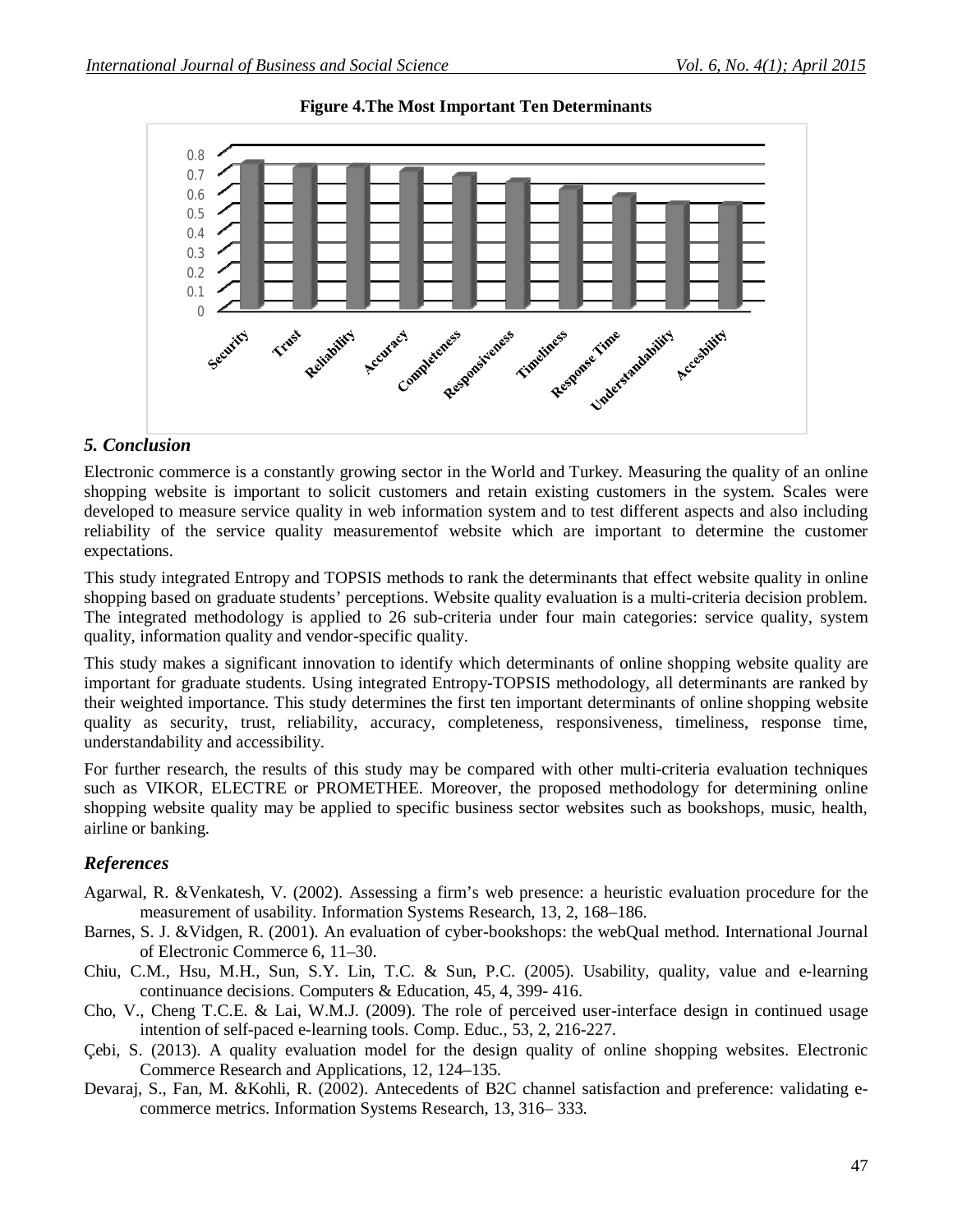**Figure 4.The Most Important Ten Determinants**

## *5. Conclusion*

Electronic commerce is a constantly growing sector in the World and Turkey. Measuring the quality of an online shopping website is important to solicit customers and retain existing customers in the system. Scales were developed to measure service quality in web information system and to test different aspects and also including reliability of the service quality measurementof website which are important to determine the customer expectations.

This study integrated Entropy and TOPSIS methods to rank the determinants that effect website quality in online shopping based on graduate students' perceptions. Website quality evaluation is a multi-criteria decision problem. The integrated methodology is applied to 26 sub-criteria under four main categories: service quality, system quality, information quality and vendor-specific quality.

This study makes a significant innovation to identify which determinants of online shopping website quality are important for graduate students. Using integrated Entropy-TOPSIS methodology, all determinants are ranked by their weighted importance. This study determines the first ten important determinants of online shopping website quality as security, trust, reliability, accuracy, completeness, responsiveness, timeliness, response time, understandability and accessibility.

For further research, the results of this study may be compared with other multi-criteria evaluation techniques such as VIKOR, ELECTRE or PROMETHEE. Moreover, the proposed methodology for determining online shopping website quality may be applied to specific business sector websites such as bookshops, music, health, airline or banking.

## *References*

Agarwal, R. &Venkatesh, V. (2002). Assessing a firm's web presence: a heuristic evaluation procedure for the measurement of usability. Information Systems Research, 13, 2, 168–186.

Barnes, S. J. &Vidgen, R. (2001). An evaluation of cyber-bookshops: the webQual method. International Journal of Electronic Commerce 6, 11–30.

Chiu, C.M., Hsu, M.H., Sun, S.Y. Lin, T.C. & Sun, P.C. (2005). Usability, quality, value and e-learning continuance decisions. Computers & Education, 45, 4, 399- 416.

Cho, V., Cheng T.C.E. & Lai, W.M.J. (2009). The role of perceived user-interface design in continued usage intention of self-paced e-learning tools. Comp. Educ., 53, 2, 216-227.

Çebi, S. (2013). A quality evaluation model for the design quality of online shopping websites. Electronic Commerce Research and Applications, 12, 124–135.

Devaraj, S., Fan, M. &Kohli, R. (2002). Antecedents of B2C channel satisfaction and preference: validating e-commerce metrics. Information Systems Research, 13, 316– 333.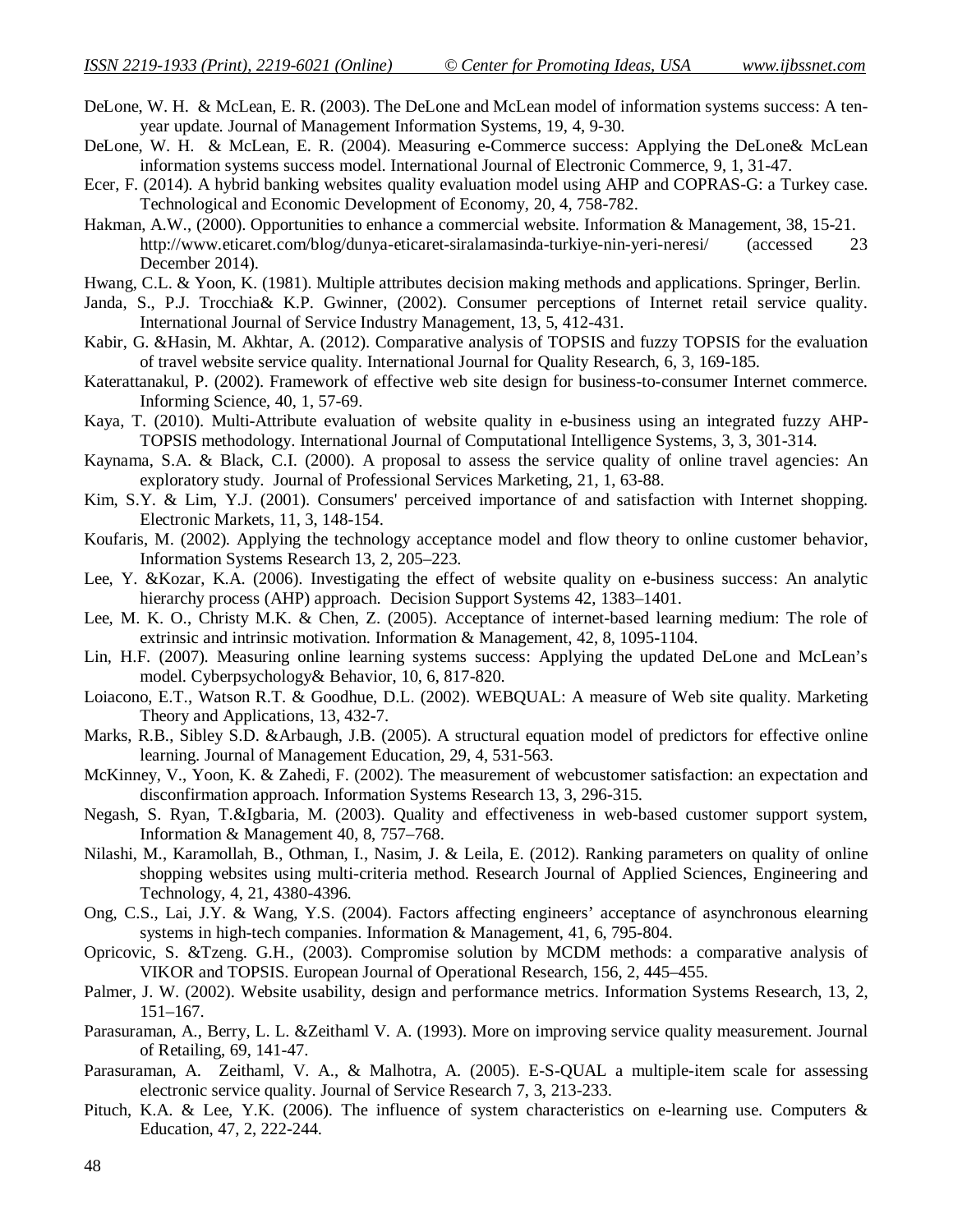DeLone, W. H. & McLean, E. R. (2003). The DeLone and McLean model of information systems success: A ten-year update. Journal of Management Information Systems, 19, 4, 9-30.

DeLone, W. H. & McLean, E. R. (2004). Measuring e-Commerce success: Applying the DeLone& McLean information systems success model. International Journal of Electronic Commerce, 9, 1, 31-47.

Ecer, F. (2014). A hybrid banking websites quality evaluation model using AHP and COPRAS-G: a Turkey case. Technological and Economic Development of Economy, 20, 4, 758-782.

Hakman, A.W., (2000). Opportunities to enhance a commercial website. Information & Management, 38, 15-21. http://www.eticaret.com/blog/dunya-eticaret-siralamasinda-turkiye-nin-yeri-neresi/ (accessed 23 December 2014).

Hwang, C.L. & Yoon, K. (1981). Multiple attributes decision making methods and applications. Springer, Berlin.

Janda, S., P.J. Trocchia& K.P. Gwinner, (2002). Consumer perceptions of Internet retail service quality. International Journal of Service Industry Management, 13, 5, 412-431.

Kabir, G. &Hasin, M. Akhtar, A. (2012). Comparative analysis of TOPSIS and fuzzy TOPSIS for the evaluation of travel website service quality. International Journal for Quality Research, 6, 3, 169-185.

Katerattanakul, P. (2002). Framework of effective web site design for business-to-consumer Internet commerce. Informing Science, 40, 1, 57-69.

Kaya, T. (2010). Multi-Attribute evaluation of website quality in e-business using an integrated fuzzy AHP-TOPSIS methodology. International Journal of Computational Intelligence Systems, 3, 3, 301-314.

Kaynama, S.A. & Black, C.I. (2000). A proposal to assess the service quality of online travel agencies: An exploratory study. Journal of Professional Services Marketing, 21, 1, 63-88.

Kim, S.Y. & Lim, Y.J. (2001). Consumers' perceived importance of and satisfaction with Internet shopping. Electronic Markets, 11, 3, 148-154.

Koufaris, M. (2002). Applying the technology acceptance model and flow theory to online customer behavior, Information Systems Research 13, 2, 205–223.

Lee, Y. &Kozar, K.A. (2006). Investigating the effect of website quality on e-business success: An analytic hierarchy process (AHP) approach. Decision Support Systems 42, 1383–1401.

Lee, M. K. O., Christy M.K. & Chen, Z. (2005). Acceptance of internet-based learning medium: The role of extrinsic and intrinsic motivation. Information & Management, 42, 8, 1095-1104.

Lin, H.F. (2007). Measuring online learning systems success: Applying the updated DeLone and McLean's model. Cyberpsychology& Behavior, 10, 6, 817-820.

Loiacono, E.T., Watson R.T. & Goodhue, D.L. (2002). WEBQUAL: A measure of Web site quality. Marketing Theory and Applications, 13, 432-7.

Marks, R.B., Sibley S.D. &Arbaugh, J.B. (2005). A structural equation model of predictors for effective online learning. Journal of Management Education, 29, 4, 531-563.

McKinney, V., Yoon, K. & Zahedi, F. (2002). The measurement of webcustomer satisfaction: an expectation and disconfirmation approach. Information Systems Research 13, 3, 296-315.

Negash, S. Ryan, T.&Igbaria, M. (2003). Quality and effectiveness in web-based customer support system, Information & Management 40, 8, 757–768.

Nilashi, M., Karamollah, B., Othman, I., Nasim, J. & Leila, E. (2012). Ranking parameters on quality of online shopping websites using multi-criteria method. Research Journal of Applied Sciences, Engineering and Technology, 4, 21, 4380-4396.

Ong, C.S., Lai, J.Y. & Wang, Y.S. (2004). Factors affecting engineers' acceptance of asynchronous elearning systems in high-tech companies. Information & Management, 41, 6, 795-804.

Opricovic, S. &Tzeng. G.H., (2003). Compromise solution by MCDM methods: a comparative analysis of VIKOR and TOPSIS. European Journal of Operational Research, 156, 2, 445–455.

Palmer, J. W. (2002). Website usability, design and performance metrics. Information Systems Research, 13, 2, 151–167.

Parasuraman, A., Berry, L. L. &Zeithaml V. A. (1993). More on improving service quality measurement. Journal of Retailing, 69, 141-47.

Parasuraman, A. Zeithaml, V. A., & Malhotra, A. (2005). E-S-QUAL a multiple-item scale for assessing electronic service quality. Journal of Service Research 7, 3, 213-233.

Pituch, K.A. & Lee, Y.K. (2006). The influence of system characteristics on e-learning use. Computers & Education, 47, 2, 222-244.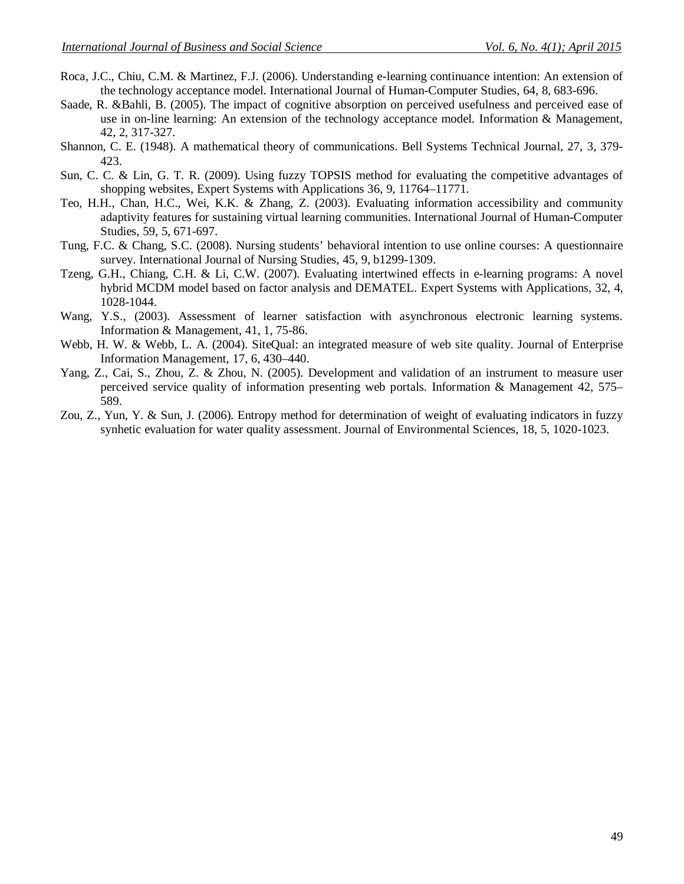Roca, J.C., Chiu, C.M. & Martinez, F.J. (2006). Understanding e-learning continuance intention: An extension of the technology acceptance model. International Journal of Human-Computer Studies, 64, 8, 683-696.

Saade, R. &Bahli, B. (2005). The impact of cognitive absorption on perceived usefulness and perceived ease of use in on-line learning: An extension of the technology acceptance model. Information & Management, 42, 2, 317-327.

Shannon, C. E. (1948). A mathematical theory of communications. Bell Systems Technical Journal, 27, 3, 379-423.

Sun, C. C. & Lin, G. T. R. (2009). Using fuzzy TOPSIS method for evaluating the competitive advantages of shopping websites, Expert Systems with Applications 36, 9, 11764–11771.

Teo, H.H., Chan, H.C., Wei, K.K. & Zhang, Z. (2003). Evaluating information accessibility and community adaptivity features for sustaining virtual learning communities. International Journal of Human-Computer Studies, 59, 5, 671-697.

Tung, F.C. & Chang, S.C. (2008). Nursing students' behavioral intention to use online courses: A questionnaire survey. International Journal of Nursing Studies, 45, 9, b1299-1309.

Tzeng, G.H., Chiang, C.H. & Li, C.W. (2007). Evaluating intertwined effects in e-learning programs: A novel hybrid MCDM model based on factor analysis and DEMATEL. Expert Systems with Applications, 32, 4, 1028-1044.

Wang, Y.S., (2003). Assessment of learner satisfaction with asynchronous electronic learning systems. Information & Management, 41, 1, 75-86.

Webb, H. W. & Webb, L. A. (2004). SiteQual: an integrated measure of web site quality. Journal of Enterprise Information Management, 17, 6, 430–440.

Yang, Z., Cai, S., Zhou, Z. & Zhou, N. (2005). Development and validation of an instrument to measure user perceived service quality of information presenting web portals. Information & Management 42, 575–589.

Zou, Z., Yun, Y. & Sun, J. (2006). Entropy method for determination of weight of evaluating indicators in fuzzy synhetic evaluation for water quality assessment. Journal of Environmental Sciences, 18, 5, 1020-1023.